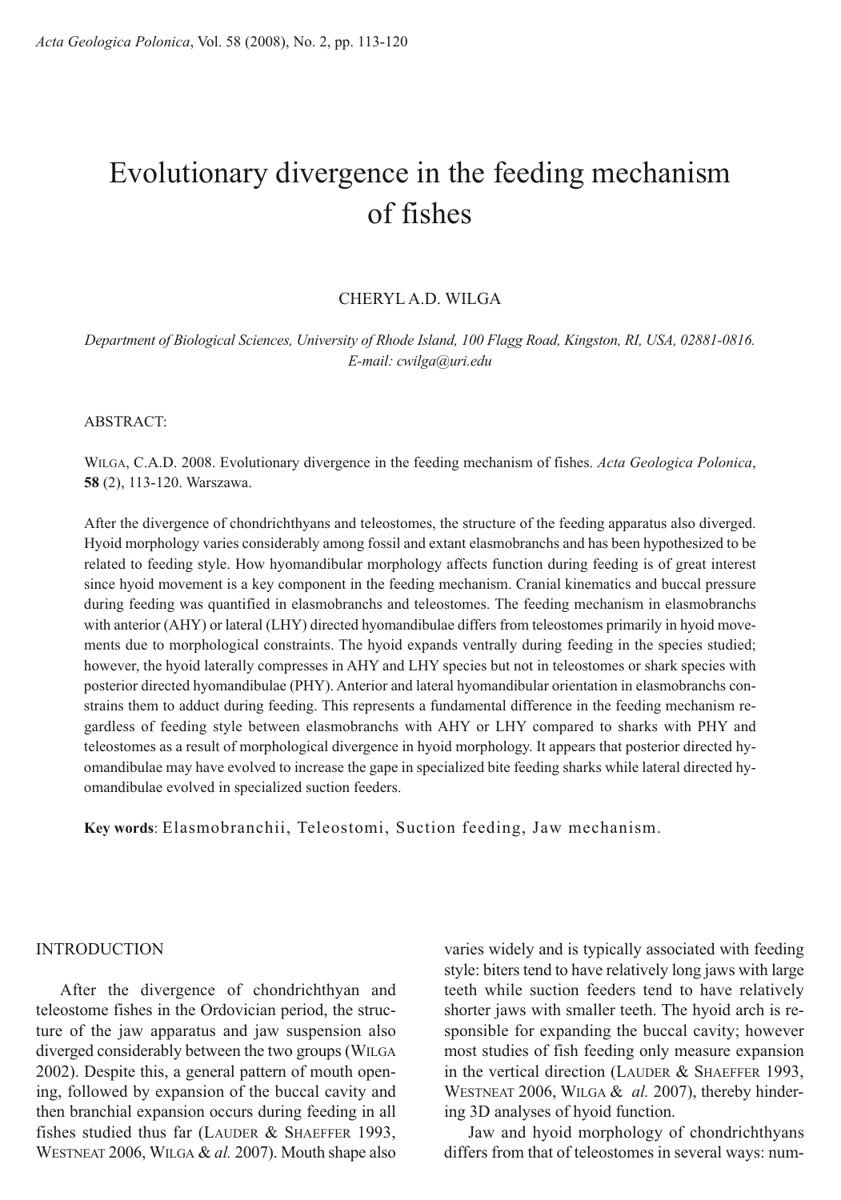# Evolutionary divergence in the feeding mechanism of fishes

CHERYL A.D. WILGA

*Department of Biological Sciences, University of Rhode Island, 100 Flagg Road, Kingston, RI, USA, 02881-0816. E-mail: cwilga@uri.edu*

ABSTRACT:

WILGA, C.A.D. 2008. Evolutionary divergence in the feeding mechanism of fishes. *Acta Geologica Polonica*, **58** (2), 113-120. Warszawa.

After the divergence of chondrichthyans and teleostomes, the structure of the feeding apparatus also diverged. Hyoid morphology varies considerably among fossil and extant elasmobranchs and has been hypothesized to be related to feeding style. How hyomandibular morphology affects function during feeding is of great interest since hyoid movement is a key component in the feeding mechanism. Cranial kinematics and buccal pressure during feeding was quantified in elasmobranchs and teleostomes. The feeding mechanism in elasmobranchs with anterior (AHY) or lateral (LHY) directed hyomandibulae differs from teleostomes primarily in hyoid movements due to morphological constraints. The hyoid expands ventrally during feeding in the species studied; however, the hyoid laterally compresses in AHY and LHY species but not in teleostomes or shark species with posterior directed hyomandibulae (PHY). Anterior and lateral hyomandibular orientation in elasmobranchs constrains them to adduct during feeding. This represents a fundamental difference in the feeding mechanism regardless of feeding style between elasmobranchs with AHY or LHY compared to sharks with PHY and teleostomes as a result of morphological divergence in hyoid morphology. It appears that posterior directed hyomandibulae may have evolved to increase the gape in specialized bite feeding sharks while lateral directed hyomandibulae evolved in specialized suction feeders.

**Key words**: Elasmobranchii, Teleostomi, Suction feeding, Jaw mechanism.

## INTRODUCTION

After the divergence of chondrichthyan and teleostome fishes in the Ordovician period, the structure of the jaw apparatus and jaw suspension also diverged considerably between the two groups (WILGA 2002). Despite this, a general pattern of mouth opening, followed by expansion of the buccal cavity and then branchial expansion occurs during feeding in all fishes studied thus far (LAUDER & SHAEFFER 1993, WESTNEAT 2006, WILGA & *al.* 2007). Mouth shape also varies widely and is typically associated with feeding style: biters tend to have relatively long jaws with large teeth while suction feeders tend to have relatively shorter jaws with smaller teeth. The hyoid arch is responsible for expanding the buccal cavity; however most studies of fish feeding only measure expansion in the vertical direction (LAUDER & SHAEFFER 1993, WESTNEAT 2006, WILGA & *al.* 2007), thereby hindering 3D analyses of hyoid function.

Jaw and hyoid morphology of chondrichthyans differs from that of teleostomes in several ways: num-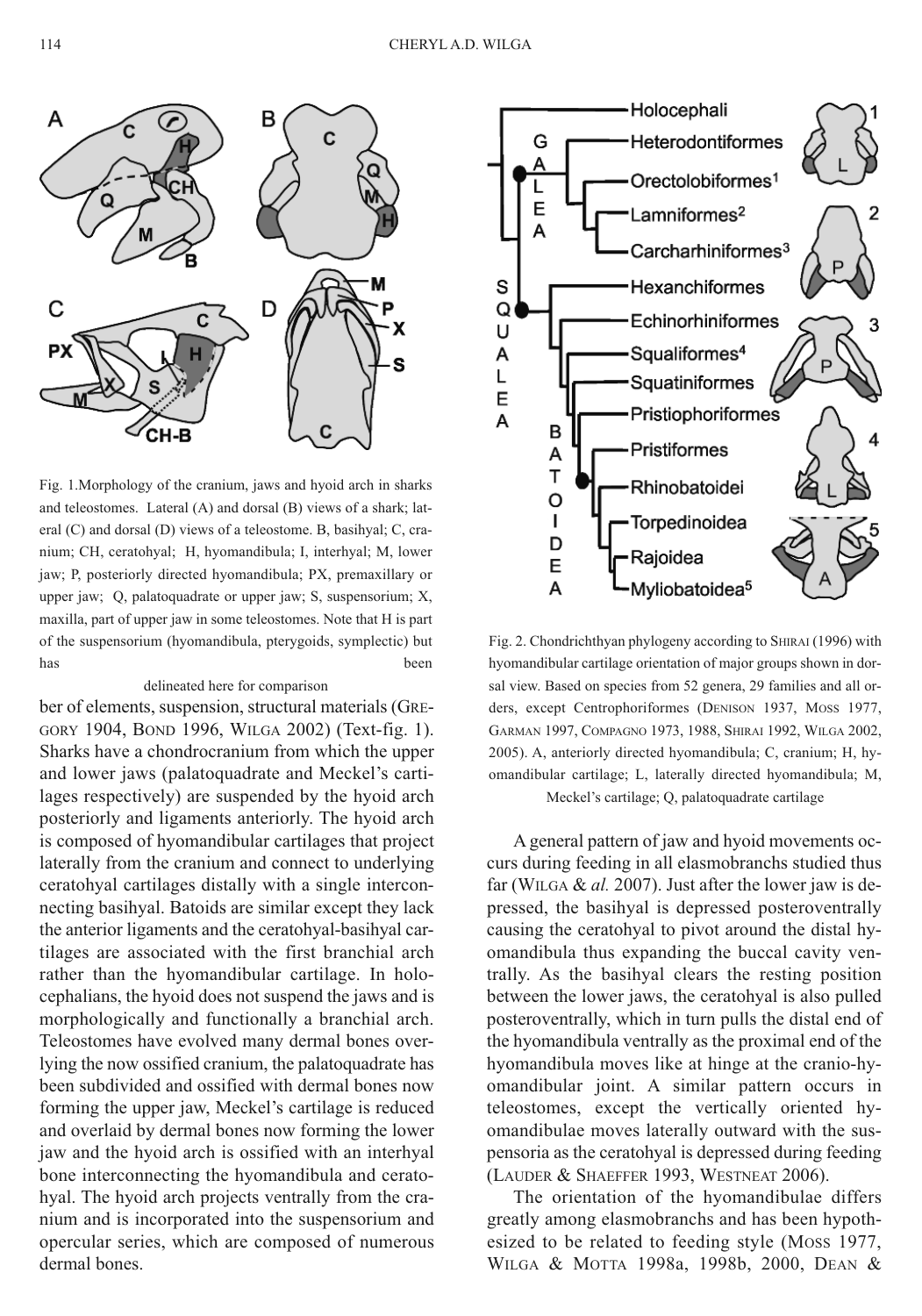Fig. 1.Morphology of the cranium, jaws and hyoid arch in sharks and teleostomes. Lateral (A) and dorsal (B) views of a shark; lateral (C) and dorsal (D) views of a teleostome. B, basihyal; C, cranium; CH, ceratohyal; H, hyomandibula; I, interhyal; M, lower jaw; P, posteriorly directed hyomandibula; PX, premaxillary or upper jaw; Q, palatoquadrate or upper jaw; S, suspensorium; X, maxilla, part of upper jaw in some teleostomes. Note that H is part of the suspensorium (hyomandibula, pterygoids, symplectic) but has been delineated here for comparison

ber of elements, suspension, structural materials (GREGORY 1904, BOND 1996, WILGA 2002) (Text-fig. 1). Sharks have a chondrocranium from which the upper and lower jaws (palatoquadrate and Meckel's cartilages respectively) are suspended by the hyoid arch posteriorly and ligaments anteriorly. The hyoid arch is composed of hyomandibular cartilages that project laterally from the cranium and connect to underlying ceratohyal cartilages distally with a single interconnecting basihyal. Batoids are similar except they lack the anterior ligaments and the ceratohyal-basihyal cartilages are associated with the first branchial arch rather than the hyomandibular cartilage. In holocephalians, the hyoid does not suspend the jaws and is morphologically and functionally a branchial arch. Teleostomes have evolved many dermal bones overlying the now ossified cranium, the palatoquadrate has been subdivided and ossified with dermal bones now forming the upper jaw, Meckel's cartilage is reduced and overlaid by dermal bones now forming the lower jaw and the hyoid arch is ossified with an interhyal bone interconnecting the hyomandibula and ceratohyal. The hyoid arch projects ventrally from the cranium and is incorporated into the suspensorium and opercular series, which are composed of numerous dermal bones.

Fig. 2. Chondrichthyan phylogeny according to SHIRAI (1996) with hyomandibular cartilage orientation of major groups shown in dorsal view. Based on species from 52 genera, 29 families and all orders, except Centrophoriformes (DENISON 1937, MOSS 1977, GARMAN 1997, COMPAGNO 1973, 1988, SHIRAI 1992, WILGA 2002, 2005). A, anteriorly directed hyomandibula; C, cranium; H, hyomandibular cartilage; L, laterally directed hyomandibula; M, Meckel's cartilage; Q, palatoquadrate cartilage

A general pattern of jaw and hyoid movements occurs during feeding in all elasmobranchs studied thus far (WILGA *&* *al.* 2007). Just after the lower jaw is depressed, the basihyal is depressed posteroventrally causing the ceratohyal to pivot around the distal hyomandibula thus expanding the buccal cavity ventrally. As the basihyal clears the resting position between the lower jaws, the ceratohyal is also pulled posteroventrally, which in turn pulls the distal end of the hyomandibula ventrally as the proximal end of the hyomandibula moves like at hinge at the cranio-hyomandibular joint. A similar pattern occurs in teleostomes, except the vertically oriented hyomandibulae moves laterally outward with the suspensoria as the ceratohyal is depressed during feeding (LAUDER & SHAEFFER 1993, WESTNEAT 2006).

The orientation of the hyomandibulae differs greatly among elasmobranchs and has been hypothesized to be related to feeding style (MOSS 1977, WILGA & MOTTA 1998a, 1998b, 2000, DEAN &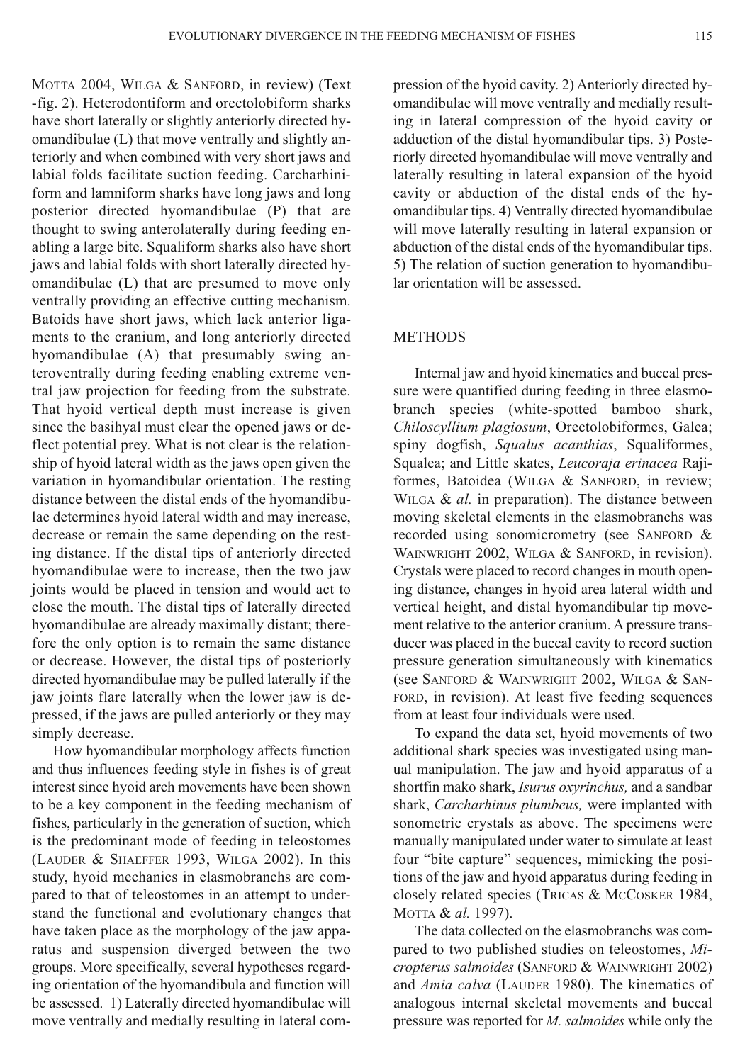MOTTA 2004, WILGA & SANFORD, in review) (Text -fig. 2). Heterodontiform and orectolobiform sharks have short laterally or slightly anteriorly directed hyomandibulae (L) that move ventrally and slightly anteriorly and when combined with very short jaws and labial folds facilitate suction feeding. Carcharhiniform and lamniform sharks have long jaws and long posterior directed hyomandibulae (P) that are thought to swing anterolaterally during feeding enabling a large bite. Squaliform sharks also have short jaws and labial folds with short laterally directed hyomandibulae (L) that are presumed to move only ventrally providing an effective cutting mechanism. Batoids have short jaws, which lack anterior ligaments to the cranium, and long anteriorly directed hyomandibulae (A) that presumably swing anteroventrally during feeding enabling extreme ventral jaw projection for feeding from the substrate. That hyoid vertical depth must increase is given since the basihyal must clear the opened jaws or deflect potential prey. What is not clear is the relationship of hyoid lateral width as the jaws open given the variation in hyomandibular orientation. The resting distance between the distal ends of the hyomandibulae determines hyoid lateral width and may increase, decrease or remain the same depending on the resting distance. If the distal tips of anteriorly directed hyomandibulae were to increase, then the two jaw joints would be placed in tension and would act to close the mouth. The distal tips of laterally directed hyomandibulae are already maximally distant; therefore the only option is to remain the same distance or decrease. However, the distal tips of posteriorly directed hyomandibulae may be pulled laterally if the jaw joints flare laterally when the lower jaw is depressed, if the jaws are pulled anteriorly or they may simply decrease.

How hyomandibular morphology affects function and thus influences feeding style in fishes is of great interest since hyoid arch movements have been shown to be a key component in the feeding mechanism of fishes, particularly in the generation of suction, which is the predominant mode of feeding in teleostomes (LAUDER & SHAEFFER 1993, WILGA 2002). In this study, hyoid mechanics in elasmobranchs are compared to that of teleostomes in an attempt to understand the functional and evolutionary changes that have taken place as the morphology of the jaw apparatus and suspension diverged between the two groups. More specifically, several hypotheses regarding orientation of the hyomandibula and function will be assessed. 1) Laterally directed hyomandibulae will move ventrally and medially resulting in lateral compression of the hyoid cavity. 2) Anteriorly directed hyomandibulae will move ventrally and medially resulting in lateral compression of the hyoid cavity or adduction of the distal hyomandibular tips. 3) Posteriorly directed hyomandibulae will move ventrally and laterally resulting in lateral expansion of the hyoid cavity or abduction of the distal ends of the hyomandibular tips. 4) Ventrally directed hyomandibulae will move laterally resulting in lateral expansion or abduction of the distal ends of the hyomandibular tips. 5) The relation of suction generation to hyomandibular orientation will be assessed.

## METHODS

Internal jaw and hyoid kinematics and buccal pressure were quantified during feeding in three elasmobranch species (white-spotted bamboo shark, *Chiloscyllium plagiosum*, Orectolobiformes, Galea; spiny dogfish, *Squalus acanthias*, Squaliformes, Squalea; and Little skates, *Leucoraja erinacea* Rajiformes, Batoidea (WILGA & SANFORD, in review; WILGA & *al.* in preparation). The distance between moving skeletal elements in the elasmobranchs was recorded using sonomicrometry (see SANFORD & WAINWRIGHT 2002, WILGA & SANFORD, in revision). Crystals were placed to record changes in mouth opening distance, changes in hyoid area lateral width and vertical height, and distal hyomandibular tip movement relative to the anterior cranium. A pressure transducer was placed in the buccal cavity to record suction pressure generation simultaneously with kinematics (see SANFORD & WAINWRIGHT 2002, WILGA & SANFORD, in revision). At least five feeding sequences from at least four individuals were used.

To expand the data set, hyoid movements of two additional shark species was investigated using manual manipulation. The jaw and hyoid apparatus of a shortfin mako shark, *Isurus oxyrinchus,* and a sandbar shark, *Carcharhinus plumbeus,* were implanted with sonometric crystals as above. The specimens were manually manipulated under water to simulate at least four "bite capture" sequences, mimicking the positions of the jaw and hyoid apparatus during feeding in closely related species (TRICAS & MCCOSKER 1984, MOTTA & *al.* 1997).

The data collected on the elasmobranchs was compared to two published studies on teleostomes, *Micropterus salmoides* (SANFORD & WAINWRIGHT 2002) and *Amia calva* (LAUDER 1980). The kinematics of analogous internal skeletal movements and buccal pressure was reported for *M. salmoides* while only the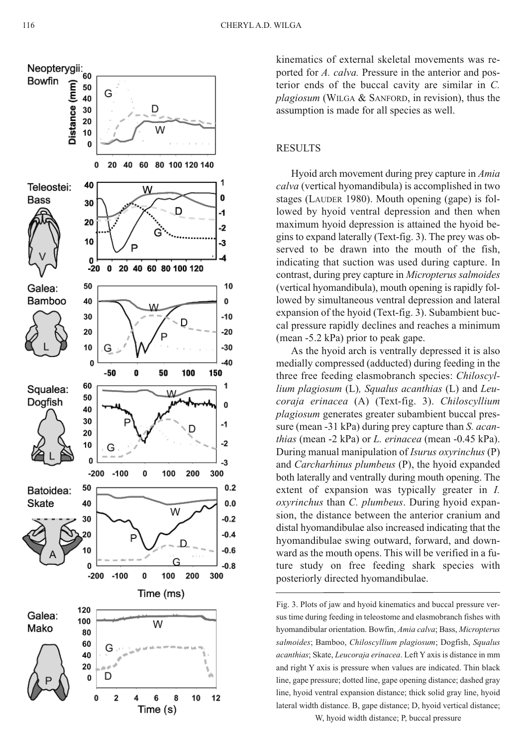kinematics of external skeletal movements was reported for *A. calva.* Pressure in the anterior and posterior ends of the buccal cavity are similar in *C. plagiosum* (Wilga & Sanford, in revision), thus the assumption is made for all species as well.

## RESULTS

Hyoid arch movement during prey capture in *Amia calva* (vertical hyomandibula) is accomplished in two stages (Lauder 1980). Mouth opening (gape) is followed by hyoid ventral depression and then when maximum hyoid depression is attained the hyoid begins to expand laterally (Text-fig. 3). The prey was observed to be drawn into the mouth of the fish, indicating that suction was used during capture. In contrast, during prey capture in *Micropterus salmoides* (vertical hyomandibula), mouth opening is rapidly followed by simultaneous ventral depression and lateral expansion of the hyoid (Text-fig. 3). Subambient buccal pressure rapidly declines and reaches a minimum (mean -5.2 kPa) prior to peak gape.

As the hyoid arch is ventrally depressed it is also medially compressed (adducted) during feeding in the three free feeding elasmobranch species: *Chiloscyllium plagiosum* (L)*, Squalus acanthias* (L) and *Leucoraja erinacea* (A) (Text-fig. 3). *Chiloscyllium plagiosum* generates greater subambient buccal pressure (mean -31 kPa) during prey capture than *S. acanthias* (mean -2 kPa) or *L. erinacea* (mean -0.45 kPa). During manual manipulation of *Isurus oxyrinchus* (P) and *Carcharhinus plumbeus* (P), the hyoid expanded both laterally and ventrally during mouth opening. The extent of expansion was typically greater in *I. oxyrinchus* than *C. plumbeus*. During hyoid expansion, the distance between the anterior cranium and distal hyomandibulae also increased indicating that the hyomandibulae swing outward, forward, and downward as the mouth opens. This will be verified in a future study on free feeding shark species with posteriorly directed hyomandibulae.

Fig. 3. Plots of jaw and hyoid kinematics and buccal pressure versus time during feeding in teleostome and elasmobranch fishes with hyomandibular orientation. Bowfin, *Amia calva*; Bass, *Micropterus salmoides*; Bamboo, *Chiloscyllium plagiosum*; Dogfish, *Squalus acanthias*; Skate, *Leucoraja erinacea*. Left Y axis is distance in mm and right Y axis is pressure when values are indicated. Thin black line, gape pressure; dotted line, gape opening distance; dashed gray line, hyoid ventral expansion distance; thick solid gray line, hyoid lateral width distance. B, gape distance; D, hyoid vertical distance; W, hyoid width distance; P, buccal pressure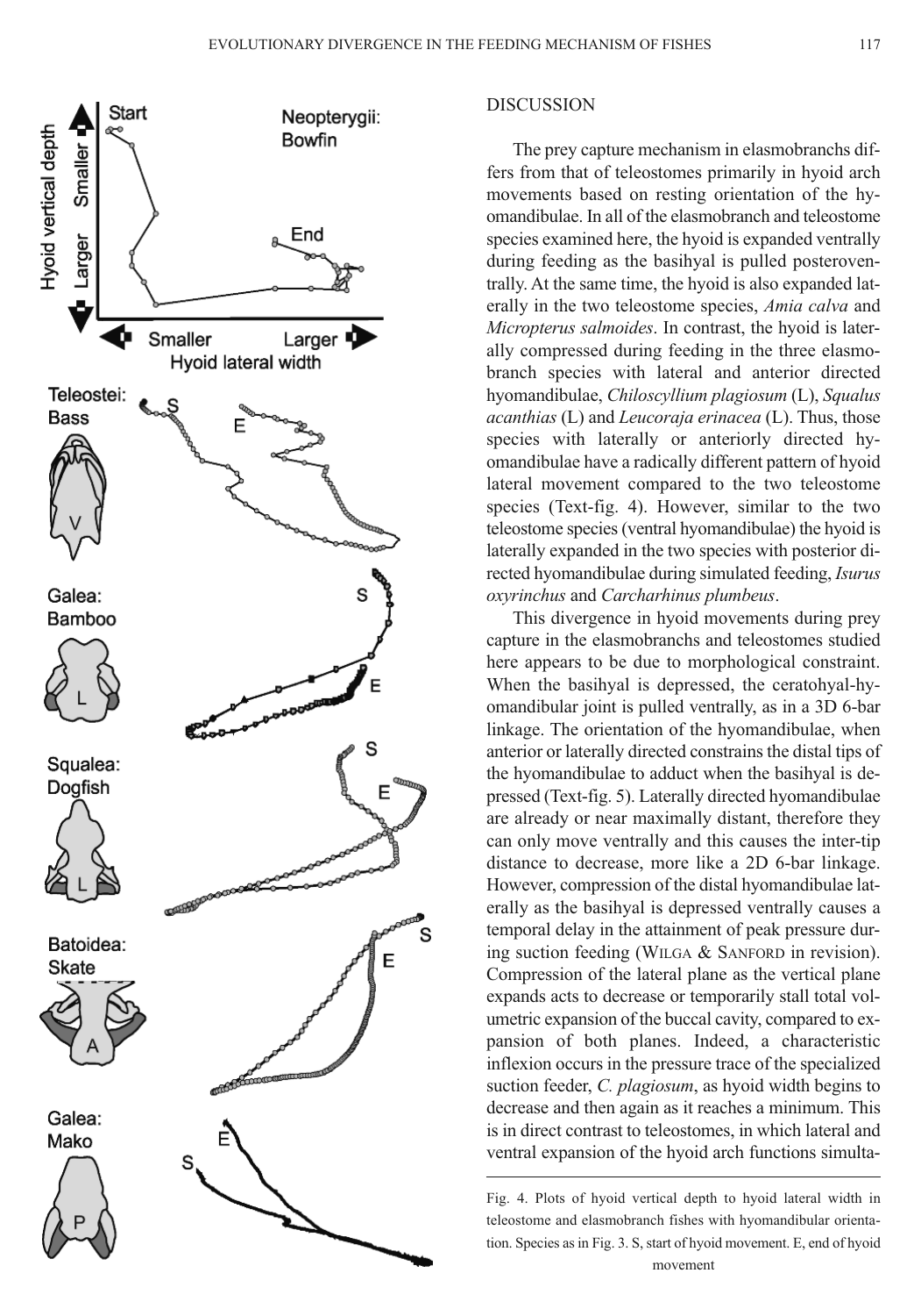## DISCUSSION

The prey capture mechanism in elasmobranchs differs from that of teleostomes primarily in hyoid arch movements based on resting orientation of the hyomandibulae. In all of the elasmobranch and teleostome species examined here, the hyoid is expanded ventrally during feeding as the basihyal is pulled posteroventrally. At the same time, the hyoid is also expanded laterally in the two teleostome species, *Amia calva* and *Micropterus salmoides*. In contrast, the hyoid is laterally compressed during feeding in the three elasmobranch species with lateral and anterior directed hyomandibulae, *Chiloscyllium plagiosum* (L), *Squalus acanthias* (L) and *Leucoraja erinacea* (L). Thus, those species with laterally or anteriorly directed hyomandibulae have a radically different pattern of hyoid lateral movement compared to the two teleostome species (Text-fig. 4). However, similar to the two teleostome species (ventral hyomandibulae) the hyoid is laterally expanded in the two species with posterior directed hyomandibulae during simulated feeding, *Isurus oxyrinchus* and *Carcharhinus plumbeus*.

This divergence in hyoid movements during prey capture in the elasmobranchs and teleostomes studied here appears to be due to morphological constraint. When the basihyal is depressed, the ceratohyal-hyomandibular joint is pulled ventrally, as in a 3D 6-bar linkage. The orientation of the hyomandibulae, when anterior or laterally directed constrains the distal tips of the hyomandibulae to adduct when the basihyal is depressed (Text-fig. 5). Laterally directed hyomandibulae are already or near maximally distant, therefore they can only move ventrally and this causes the inter-tip distance to decrease, more like a 2D 6-bar linkage. However, compression of the distal hyomandibulae laterally as the basihyal is depressed ventrally causes a temporal delay in the attainment of peak pressure during suction feeding (WILGA & SANFORD in revision). Compression of the lateral plane as the vertical plane expands acts to decrease or temporarily stall total volumetric expansion of the buccal cavity, compared to expansion of both planes. Indeed, a characteristic inflexion occurs in the pressure trace of the specialized suction feeder, *C. plagiosum*, as hyoid width begins to decrease and then again as it reaches a minimum. This is in direct contrast to teleostomes, in which lateral and ventral expansion of the hyoid arch functions simulta-

Fig. 4. Plots of hyoid vertical depth to hyoid lateral width in teleostome and elasmobranch fishes with hyomandibular orientation. Species as in Fig. 3. S, start of hyoid movement. E, end of hyoid movement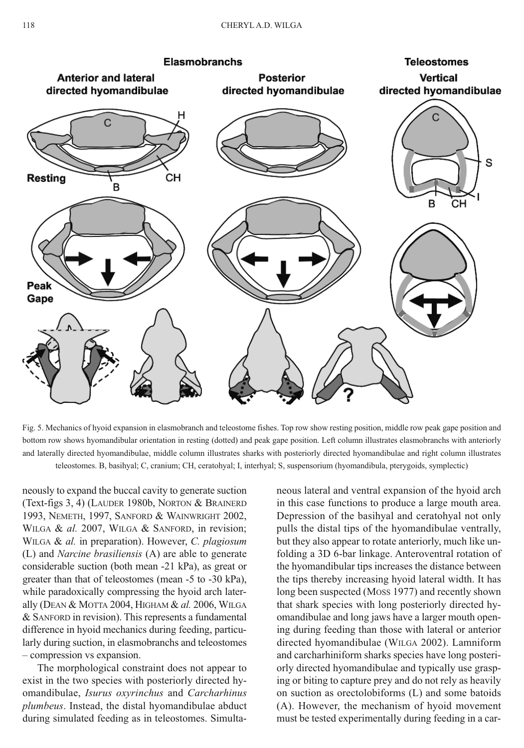Fig. 5. Mechanics of hyoid expansion in elasmobranch and teleostome fishes. Top row show resting position, middle row peak gape position and bottom row shows hyomandibular orientation in resting (dotted) and peak gape position. Left column illustrates elasmobranchs with anteriorly and laterally directed hyomandibulae, middle column illustrates sharks with posteriorly directed hyomandibulae and right column illustrates teleostomes. B, basihyal; C, cranium; CH, ceratohyal; I, interhyal; S, suspensorium (hyomandibula, pterygoids, symplectic)

neously to expand the buccal cavity to generate suction (Text-figs 3, 4) (LAUDER 1980b, NORTON & BRAINERD 1993, NEMETH, 1997, SANFORD & WAINWRIGHT 2002, WILGA & *al.* 2007, WILGA & SANFORD, in revision; WILGA & *al.* in preparation). However, *C. plagiosum* (L) and *Narcine brasiliensis* (A) are able to generate considerable suction (both mean -21 kPa), as great or greater than that of teleostomes (mean -5 to -30 kPa), while paradoxically compressing the hyoid arch laterally (DEAN & MOTTA 2004, HIGHAM & *al.* 2006, WILGA & SANFORD in revision). This represents a fundamental difference in hyoid mechanics during feeding, particularly during suction, in elasmobranchs and teleostomes – compression vs expansion.

The morphological constraint does not appear to exist in the two species with posteriorly directed hyomandibulae, *Isurus oxyrinchus* and *Carcharhinus plumbeus*. Instead, the distal hyomandibulae abduct during simulated feeding as in teleostomes. Simultaneous lateral and ventral expansion of the hyoid arch in this case functions to produce a large mouth area. Depression of the basihyal and ceratohyal not only pulls the distal tips of the hyomandibulae ventrally, but they also appear to rotate anteriorly, much like unfolding a 3D 6-bar linkage. Anteroventral rotation of the hyomandibular tips increases the distance between the tips thereby increasing hyoid lateral width. It has long been suspected (MOSS 1977) and recently shown that shark species with long posteriorly directed hyomandibulae and long jaws have a larger mouth opening during feeding than those with lateral or anterior directed hyomandibulae (WILGA 2002). Lamniform and carcharhiniform sharks species have long posteriorly directed hyomandibulae and typically use grasping or biting to capture prey and do not rely as heavily on suction as orectolobiforms (L) and some batoids (A). However, the mechanism of hyoid movement must be tested experimentally during feeding in a car-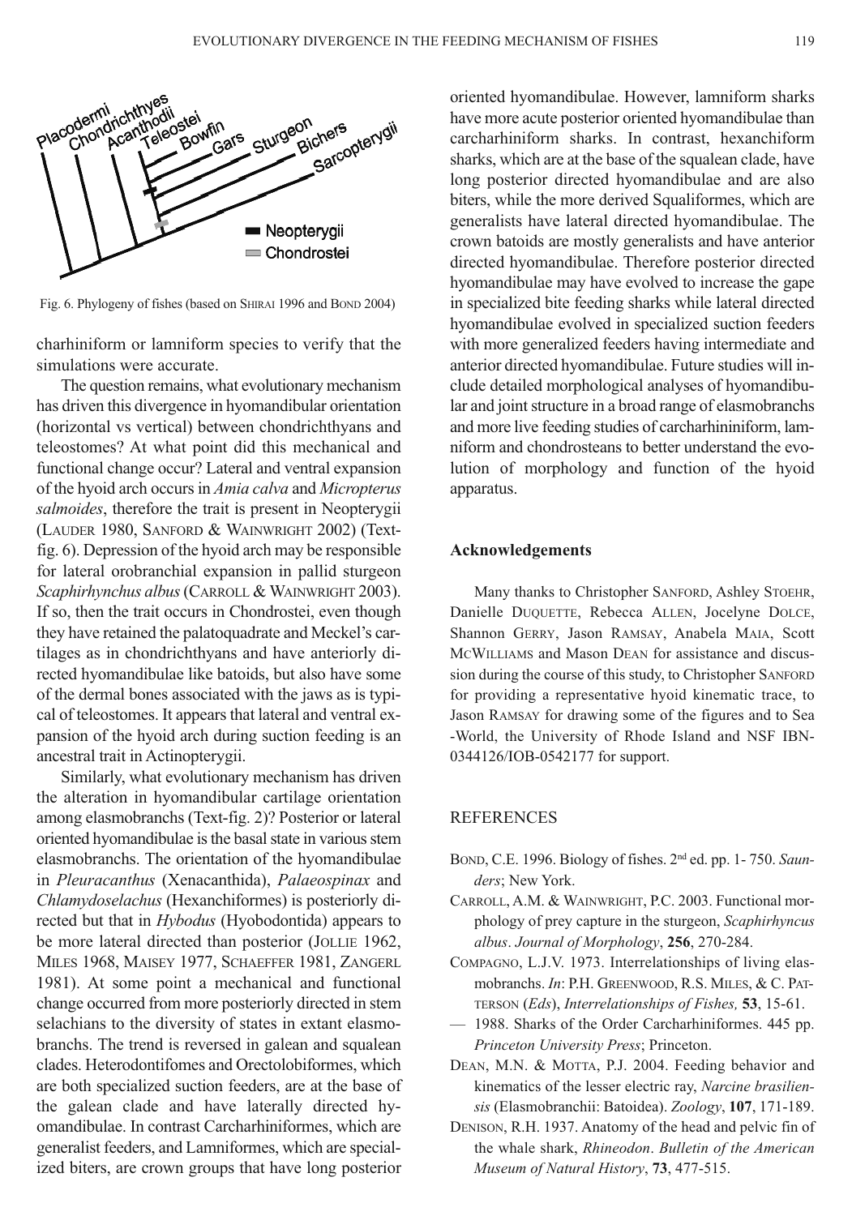Fig. 6. Phylogeny of fishes (based on SHIRAI 1996 and BOND 2004)

charhiniform or lamniform species to verify that the simulations were accurate.

The question remains, what evolutionary mechanism has driven this divergence in hyomandibular orientation (horizontal vs vertical) between chondrichthyans and teleostomes? At what point did this mechanical and functional change occur? Lateral and ventral expansion of the hyoid arch occurs in *Amia calva* and *Micropterus salmoides*, therefore the trait is present in Neopterygii (LAUDER 1980, SANFORD & WAINWRIGHT 2002) (Text-fig. 6). Depression of the hyoid arch may be responsible for lateral orobranchial expansion in pallid sturgeon *Scaphirhynchus albus* (CARROLL & WAINWRIGHT 2003). If so, then the trait occurs in Chondrostei, even though they have retained the palatoquadrate and Meckel's cartilages as in chondrichthyans and have anteriorly directed hyomandibulae like batoids, but also have some of the dermal bones associated with the jaws as is typical of teleostomes. It appears that lateral and ventral expansion of the hyoid arch during suction feeding is an ancestral trait in Actinopterygii.

Similarly, what evolutionary mechanism has driven the alteration in hyomandibular cartilage orientation among elasmobranchs (Text-fig. 2)? Posterior or lateral oriented hyomandibulae is the basal state in various stem elasmobranchs. The orientation of the hyomandibulae in *Pleuracanthus* (Xenacanthida), *Palaeospinax* and *Chlamydoselachus* (Hexanchiformes) is posteriorly directed but that in *Hybodus* (Hyobodontida) appears to be more lateral directed than posterior (JOLLIE 1962, MILES 1968, MAISEY 1977, SCHAEFFER 1981, ZANGERL 1981). At some point a mechanical and functional change occurred from more posteriorly directed in stem selachians to the diversity of states in extant elasmobranchs. The trend is reversed in galean and squalean clades. Heterodontifomes and Orectolobiformes, which are both specialized suction feeders, are at the base of the galean clade and have laterally directed hyomandibulae. In contrast Carcharhiniformes, which are generalist feeders, and Lamniformes, which are specialized biters, are crown groups that have long posterior oriented hyomandibulae. However, lamniform sharks have more acute posterior oriented hyomandibulae than carcharhiniform sharks. In contrast, hexanchiform sharks, which are at the base of the squalean clade, have long posterior directed hyomandibulae and are also biters, while the more derived Squaliformes, which are generalists have lateral directed hyomandibulae. The crown batoids are mostly generalists and have anterior directed hyomandibulae. Therefore posterior directed hyomandibulae may have evolved to increase the gape in specialized bite feeding sharks while lateral directed hyomandibulae evolved in specialized suction feeders with more generalized feeders having intermediate and anterior directed hyomandibulae. Future studies will include detailed morphological analyses of hyomandibular and joint structure in a broad range of elasmobranchs and more live feeding studies of carcharhininiform, lamniform and chondrosteans to better understand the evolution of morphology and function of the hyoid apparatus.

## Acknowledgements

Many thanks to Christopher SANFORD, Ashley STOEHR, Danielle DUQUETTE, Rebecca ALLEN, Jocelyne DOLCE, Shannon GERRY, Jason RAMSAY, Anabela MAIA, Scott MCWILLIAMS and Mason DEAN for assistance and discussion during the course of this study, to Christopher SANFORD for providing a representative hyoid kinematic trace, to Jason RAMSAY for drawing some of the figures and to Sea -World, the University of Rhode Island and NSF IBN-0344126/IOB-0542177 for support.

## REFERENCES

BOND, C.E. 1996. Biology of fishes. 2nd ed. pp. 1- 750. *Saunders*; New York.

CARROLL, A.M. & WAINWRIGHT, P.C. 2003. Functional morphology of prey capture in the sturgeon, *Scaphirhyncus albus*. *Journal of Morphology*, **256**, 270-284.

COMPAGNO, L.J.V. 1973. Interrelationships of living elasmobranchs. *In*: P.H. GREENWOOD, R.S. MILES, & C. PATTERSON (*Eds*), *Interrelationships of Fishes,* **53**, 15-61.

— 1988. Sharks of the Order Carcharhiniformes. 445 pp. *Princeton University Press*; Princeton.

DEAN, M.N. & MOTTA, P.J. 2004. Feeding behavior and kinematics of the lesser electric ray, *Narcine brasiliensis* (Elasmobranchii: Batoidea). *Zoology*, **107**, 171-189.

DENISON, R.H. 1937. Anatomy of the head and pelvic fin of the whale shark, *Rhineodon*. *Bulletin of the American Museum of Natural History*, **73**, 477-515.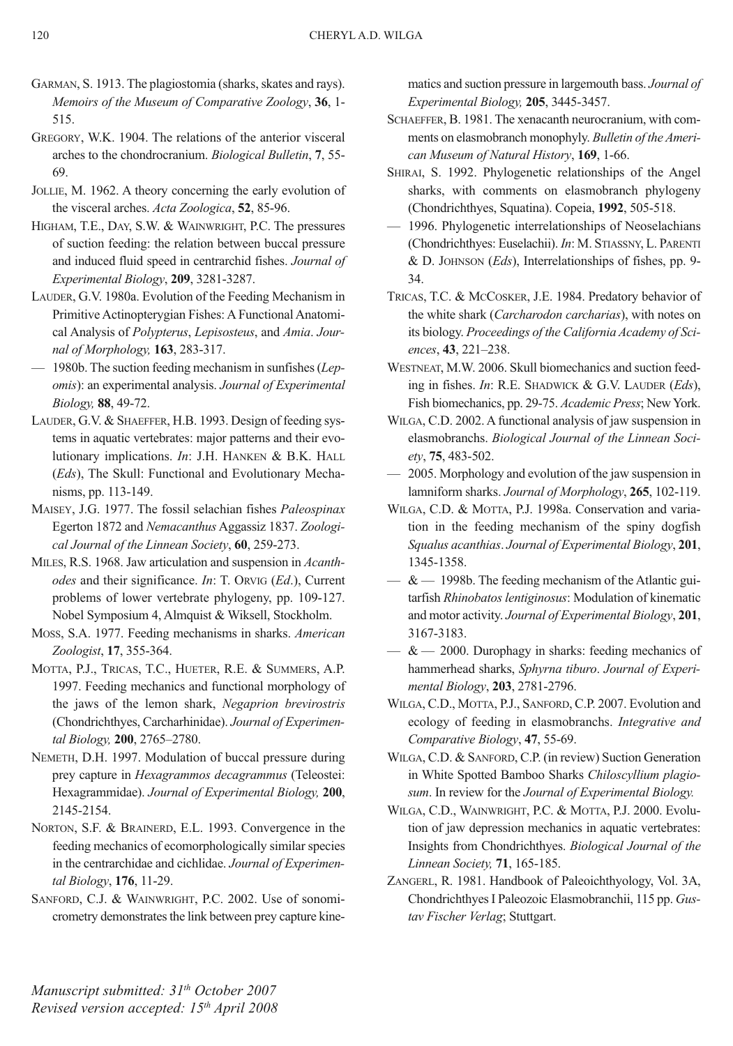GARMAN, S. 1913. The plagiostomia (sharks, skates and rays). *Memoirs of the Museum of Comparative Zoology*, **36**, 1-515.

GREGORY, W.K. 1904. The relations of the anterior visceral arches to the chondrocranium. *Biological Bulletin*, **7**, 55-69.

JOLLIE, M. 1962. A theory concerning the early evolution of the visceral arches. *Acta Zoologica*, **52**, 85-96.

HIGHAM, T.E., DAY, S.W. & WAINWRIGHT, P.C. The pressures of suction feeding: the relation between buccal pressure and induced fluid speed in centrarchid fishes. *Journal of Experimental Biology*, **209**, 3281-3287.

LAUDER, G.V. 1980a. Evolution of the Feeding Mechanism in Primitive Actinopterygian Fishes: A Functional Anatomical Analysis of *Polypterus*, *Lepisosteus*, and *Amia*. *Journal of Morphology,* **163**, 283-317.

— 1980b. The suction feeding mechanism in sunfishes (*Lepomis*): an experimental analysis. *Journal of Experimental Biology,* **88**, 49-72.

LAUDER, G.V. & SHAEFFER, H.B. 1993. Design of feeding systems in aquatic vertebrates: major patterns and their evolutionary implications. *In*: J.H. HANKEN & B.K. HALL (*Eds*), The Skull: Functional and Evolutionary Mechanisms, pp. 113-149.

MAISEY, J.G. 1977. The fossil selachian fishes *Paleospinax* Egerton 1872 and *Nemacanthus* Aggassiz 1837. *Zoological Journal of the Linnean Society*, **60**, 259-273.

MILES, R.S. 1968. Jaw articulation and suspension in *Acanthodes* and their significance. *In*: T. ORVIG (*Ed*.), Current problems of lower vertebrate phylogeny, pp. 109-127. Nobel Symposium 4, Almquist & Wiksell, Stockholm.

MOSS, S.A. 1977. Feeding mechanisms in sharks. *American Zoologist*, **17**, 355-364.

MOTTA, P.J., TRICAS, T.C., HUETER, R.E. & SUMMERS, A.P. 1997. Feeding mechanics and functional morphology of the jaws of the lemon shark, *Negaprion brevirostris* (Chondrichthyes, Carcharhinidae). *Journal of Experimental Biology,* **200**, 2765–2780.

NEMETH, D.H. 1997. Modulation of buccal pressure during prey capture in *Hexagrammos decagrammus* (Teleostei: Hexagrammidae). *Journal of Experimental Biology,* **200**, 2145-2154.

NORTON, S.F. & BRAINERD, E.L. 1993. Convergence in the feeding mechanics of ecomorphologically similar species in the centrarchidae and cichlidae. *Journal of Experimental Biology*, **176**, 11-29.

SANFORD, C.J. & WAINWRIGHT, P.C. 2002. Use of sonomicrometry demonstrates the link between prey capture kinematics and suction pressure in largemouth bass. *Journal of Experimental Biology,* **205**, 3445-3457.

SCHAEFFER, B. 1981. The xenacanth neurocranium, with comments on elasmobranch monophyly. *Bulletin of the American Museum of Natural History*, **169**, 1-66.

SHIRAI, S. 1992. Phylogenetic relationships of the Angel sharks, with comments on elasmobranch phylogeny (Chondrichthyes, Squatina). Copeia, **1992**, 505-518.

— 1996. Phylogenetic interrelationships of Neoselachians (Chondrichthyes: Euselachii). *In*: M. STIASSNY, L. PARENTI & D. JOHNSON (*Eds*), Interrelationships of fishes, pp. 9-34.

TRICAS, T.C. & MCCOSKER, J.E. 1984. Predatory behavior of the white shark (*Carcharodon carcharias*), with notes on its biology. *Proceedings of the California Academy of Sciences*, **43**, 221–238.

WESTNEAT, M.W. 2006. Skull biomechanics and suction feeding in fishes. *In*: R.E. SHADWICK & G.V. LAUDER (*Eds*), Fish biomechanics, pp. 29-75. *Academic Press*; New York.

WILGA, C.D. 2002. A functional analysis of jaw suspension in elasmobranchs. *Biological Journal of the Linnean Society*, **75**, 483-502.

— 2005. Morphology and evolution of the jaw suspension in lamniform sharks. *Journal of Morphology*, **265**, 102-119.

WILGA, C.D. & MOTTA, P.J. 1998a. Conservation and variation in the feeding mechanism of the spiny dogfish *Squalus acanthias*. *Journal of Experimental Biology*, **201**, 1345-1358.

— & — 1998b. The feeding mechanism of the Atlantic guitarfish *Rhinobatos lentiginosus*: Modulation of kinematic and motor activity. *Journal of Experimental Biology*, **201**, 3167-3183.

— & — 2000. Durophagy in sharks: feeding mechanics of hammerhead sharks, *Sphyrna tiburo*. *Journal of Experimental Biology*, **203**, 2781-2796.

WILGA, C.D., MOTTA, P.J., SANFORD, C.P. 2007. Evolution and ecology of feeding in elasmobranchs. *Integrative and Comparative Biology*, **47**, 55-69.

WILGA, C.D. & SANFORD, C.P. (in review) Suction Generation in White Spotted Bamboo Sharks *Chiloscyllium plagiosum*. In review for the *Journal of Experimental Biology.*

WILGA, C.D., WAINWRIGHT, P.C. & MOTTA, P.J. 2000. Evolution of jaw depression mechanics in aquatic vertebrates: Insights from Chondrichthyes. *Biological Journal of the Linnean Society,* **71**, 165-185.

ZANGERL, R. 1981. Handbook of Paleoichthyology, Vol. 3A, Chondrichthyes I Paleozoic Elasmobranchii, 115 pp. *Gustav Fischer Verlag*; Stuttgart.

*Manuscript submitted: 31th October 2007*
*Revised version accepted: 15th April 2008*